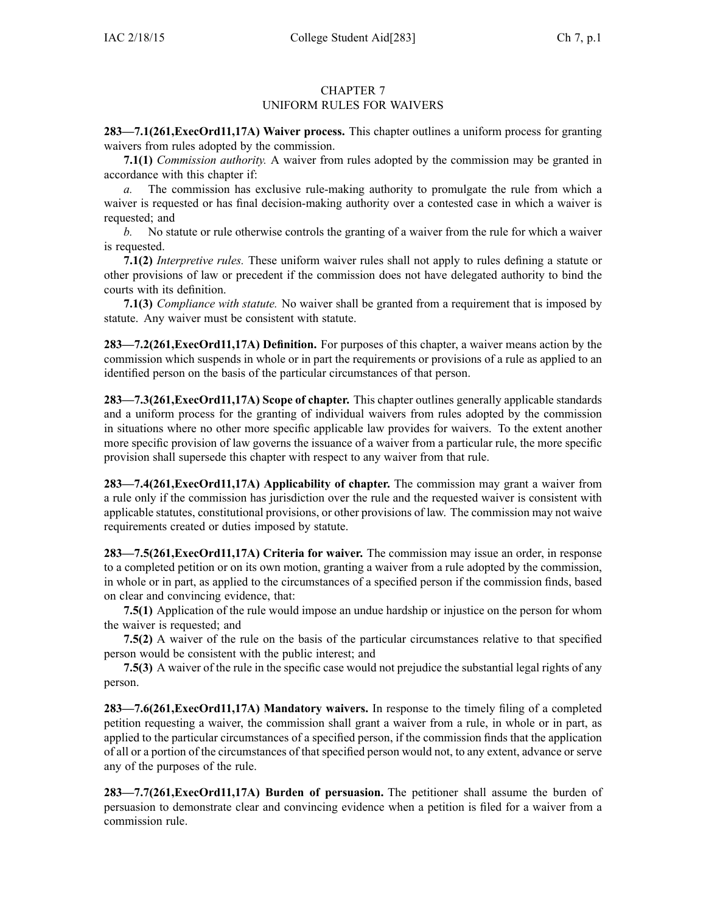# CHAPTER 7
## UNIFORM RULES FOR WAIVERS

**283—7.1(261,ExecOrd11,17A) Waiver process.** This chapter outlines a uniform process for granting waivers from rules adopted by the commission.

**7.1(1)** *Commission authority.* A waiver from rules adopted by the commission may be granted in accordance with this chapter if:

*a.* The commission has exclusive rule-making authority to promulgate the rule from which a waiver is requested or has final decision-making authority over a contested case in which a waiver is requested; and

*b.* No statute or rule otherwise controls the granting of a waiver from the rule for which a waiver is requested.

**7.1(2)** *Interpretive rules.* These uniform waiver rules shall not apply to rules defining a statute or other provisions of law or precedent if the commission does not have delegated authority to bind the courts with its definition.

**7.1(3)** *Compliance with statute.* No waiver shall be granted from a requirement that is imposed by statute. Any waiver must be consistent with statute.

**283—7.2(261,ExecOrd11,17A) Definition.** For purposes of this chapter, a waiver means action by the commission which suspends in whole or in part the requirements or provisions of a rule as applied to an identified person on the basis of the particular circumstances of that person.

**283—7.3(261,ExecOrd11,17A) Scope of chapter.** This chapter outlines generally applicable standards and a uniform process for the granting of individual waivers from rules adopted by the commission in situations where no other more specific applicable law provides for waivers. To the extent another more specific provision of law governs the issuance of a waiver from a particular rule, the more specific provision shall supersede this chapter with respect to any waiver from that rule.

**283—7.4(261,ExecOrd11,17A) Applicability of chapter.** The commission may grant a waiver from a rule only if the commission has jurisdiction over the rule and the requested waiver is consistent with applicable statutes, constitutional provisions, or other provisions of law. The commission may not waive requirements created or duties imposed by statute.

**283—7.5(261,ExecOrd11,17A) Criteria for waiver.** The commission may issue an order, in response to a completed petition or on its own motion, granting a waiver from a rule adopted by the commission, in whole or in part, as applied to the circumstances of a specified person if the commission finds, based on clear and convincing evidence, that:

**7.5(1)** Application of the rule would impose an undue hardship or injustice on the person for whom the waiver is requested; and

**7.5(2)** A waiver of the rule on the basis of the particular circumstances relative to that specified person would be consistent with the public interest; and

**7.5(3)** A waiver of the rule in the specific case would not prejudice the substantial legal rights of any person.

**283—7.6(261,ExecOrd11,17A) Mandatory waivers.** In response to the timely filing of a completed petition requesting a waiver, the commission shall grant a waiver from a rule, in whole or in part, as applied to the particular circumstances of a specified person, if the commission finds that the application of all or a portion of the circumstances of that specified person would not, to any extent, advance or serve any of the purposes of the rule.

**283—7.7(261,ExecOrd11,17A) Burden of persuasion.** The petitioner shall assume the burden of persuasion to demonstrate clear and convincing evidence when a petition is filed for a waiver from a commission rule.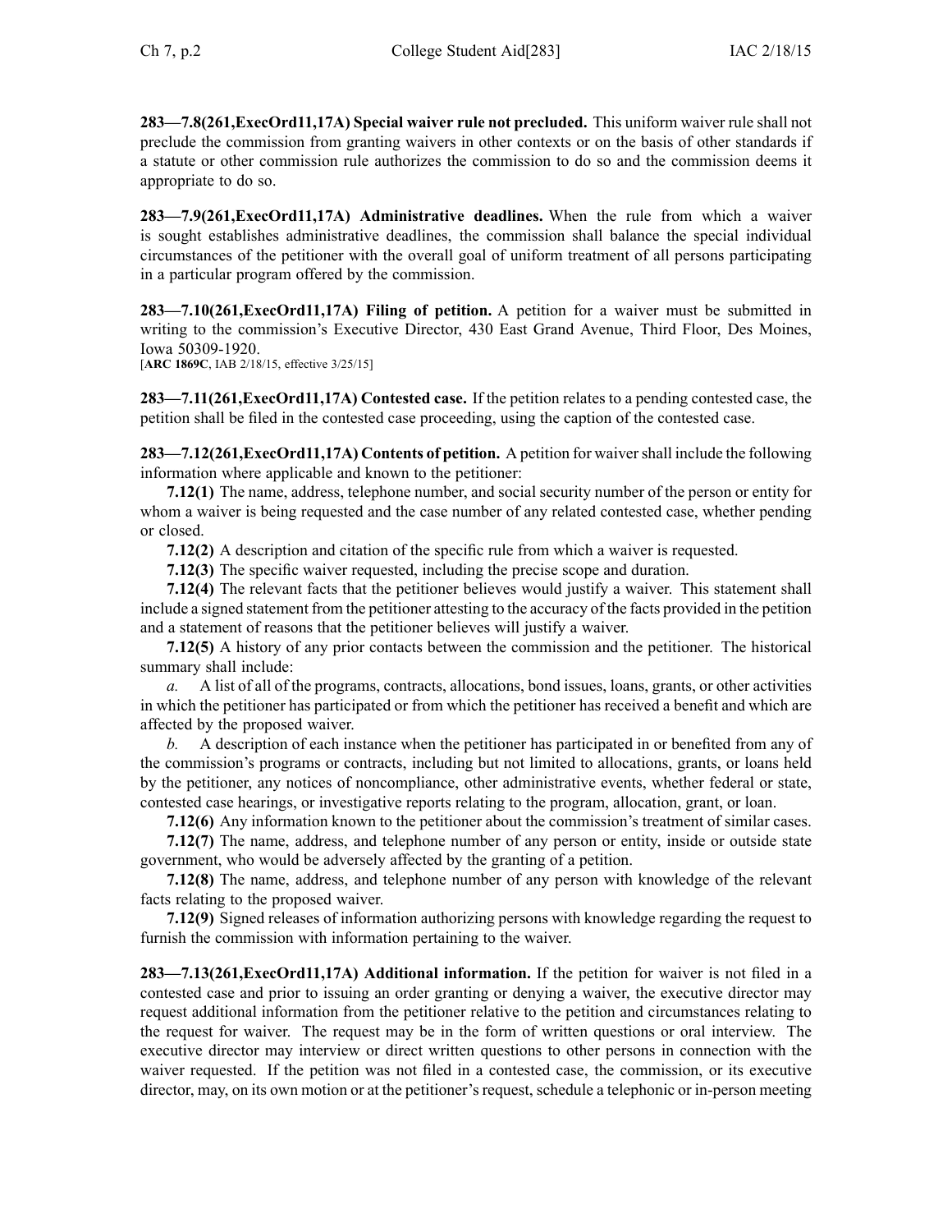**283—7.8(261,ExecOrd11,17A) Special waiver rule not precluded.** This uniform waiver rule shall not preclude the commission from granting waivers in other contexts or on the basis of other standards if a statute or other commission rule authorizes the commission to do so and the commission deems it appropriate to do so.

**283—7.9(261,ExecOrd11,17A) Administrative deadlines.** When the rule from which a waiver is sought establishes administrative deadlines, the commission shall balance the special individual circumstances of the petitioner with the overall goal of uniform treatment of all persons participating in a particular program offered by the commission.

**283—7.10(261,ExecOrd11,17A) Filing of petition.** A petition for a waiver must be submitted in writing to the commission's Executive Director, 430 East Grand Avenue, Third Floor, Des Moines, Iowa 50309-1920.
[**ARC 1869C**, IAB 2/18/15, effective 3/25/15]

**283—7.11(261,ExecOrd11,17A) Contested case.** If the petition relates to a pending contested case, the petition shall be filed in the contested case proceeding, using the caption of the contested case.

**283—7.12(261,ExecOrd11,17A) Contents of petition.** A petition for waiver shall include the following information where applicable and known to the petitioner:

**7.12(1)** The name, address, telephone number, and social security number of the person or entity for whom a waiver is being requested and the case number of any related contested case, whether pending or closed.

**7.12(2)** A description and citation of the specific rule from which a waiver is requested.

**7.12(3)** The specific waiver requested, including the precise scope and duration.

**7.12(4)** The relevant facts that the petitioner believes would justify a waiver. This statement shall include a signed statement from the petitioner attesting to the accuracy of the facts provided in the petition and a statement of reasons that the petitioner believes will justify a waiver.

**7.12(5)** A history of any prior contacts between the commission and the petitioner. The historical summary shall include:

*a.* A list of all of the programs, contracts, allocations, bond issues, loans, grants, or other activities in which the petitioner has participated or from which the petitioner has received a benefit and which are affected by the proposed waiver.

*b.* A description of each instance when the petitioner has participated in or benefited from any of the commission's programs or contracts, including but not limited to allocations, grants, or loans held by the petitioner, any notices of noncompliance, other administrative events, whether federal or state, contested case hearings, or investigative reports relating to the program, allocation, grant, or loan.

**7.12(6)** Any information known to the petitioner about the commission's treatment of similar cases.

**7.12(7)** The name, address, and telephone number of any person or entity, inside or outside state government, who would be adversely affected by the granting of a petition.

**7.12(8)** The name, address, and telephone number of any person with knowledge of the relevant facts relating to the proposed waiver.

**7.12(9)** Signed releases of information authorizing persons with knowledge regarding the request to furnish the commission with information pertaining to the waiver.

**283—7.13(261,ExecOrd11,17A) Additional information.** If the petition for waiver is not filed in a contested case and prior to issuing an order granting or denying a waiver, the executive director may request additional information from the petitioner relative to the petition and circumstances relating to the request for waiver. The request may be in the form of written questions or oral interview. The executive director may interview or direct written questions to other persons in connection with the waiver requested. If the petition was not filed in a contested case, the commission, or its executive director, may, on its own motion or at the petitioner's request, schedule a telephonic or in-person meeting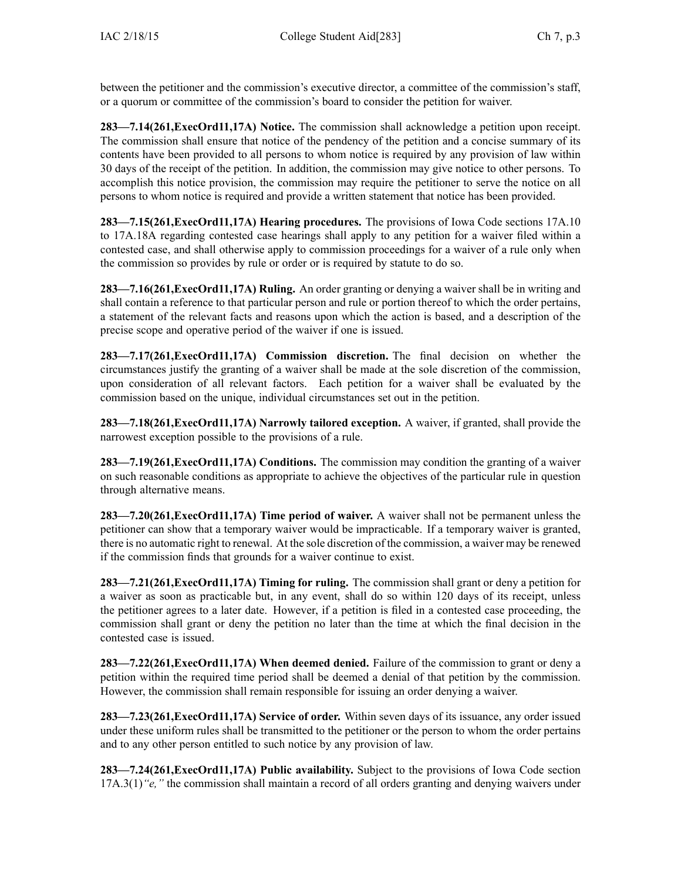between the petitioner and the commission's executive director, a committee of the commission's staff, or a quorum or committee of the commission's board to consider the petition for waiver.

**283—7.14(261,ExecOrd11,17A) Notice.** The commission shall acknowledge a petition upon receipt. The commission shall ensure that notice of the pendency of the petition and a concise summary of its contents have been provided to all persons to whom notice is required by any provision of law within 30 days of the receipt of the petition. In addition, the commission may give notice to other persons. To accomplish this notice provision, the commission may require the petitioner to serve the notice on all persons to whom notice is required and provide a written statement that notice has been provided.

**283—7.15(261,ExecOrd11,17A) Hearing procedures.** The provisions of Iowa Code sections 17A.10 to 17A.18A regarding contested case hearings shall apply to any petition for a waiver filed within a contested case, and shall otherwise apply to commission proceedings for a waiver of a rule only when the commission so provides by rule or order or is required by statute to do so.

**283—7.16(261,ExecOrd11,17A) Ruling.** An order granting or denying a waiver shall be in writing and shall contain a reference to that particular person and rule or portion thereof to which the order pertains, a statement of the relevant facts and reasons upon which the action is based, and a description of the precise scope and operative period of the waiver if one is issued.

**283—7.17(261,ExecOrd11,17A) Commission discretion.** The final decision on whether the circumstances justify the granting of a waiver shall be made at the sole discretion of the commission, upon consideration of all relevant factors. Each petition for a waiver shall be evaluated by the commission based on the unique, individual circumstances set out in the petition.

**283—7.18(261,ExecOrd11,17A) Narrowly tailored exception.** A waiver, if granted, shall provide the narrowest exception possible to the provisions of a rule.

**283—7.19(261,ExecOrd11,17A) Conditions.** The commission may condition the granting of a waiver on such reasonable conditions as appropriate to achieve the objectives of the particular rule in question through alternative means.

**283—7.20(261,ExecOrd11,17A) Time period of waiver.** A waiver shall not be permanent unless the petitioner can show that a temporary waiver would be impracticable. If a temporary waiver is granted, there is no automatic right to renewal. At the sole discretion of the commission, a waiver may be renewed if the commission finds that grounds for a waiver continue to exist.

**283—7.21(261,ExecOrd11,17A) Timing for ruling.** The commission shall grant or deny a petition for a waiver as soon as practicable but, in any event, shall do so within 120 days of its receipt, unless the petitioner agrees to a later date. However, if a petition is filed in a contested case proceeding, the commission shall grant or deny the petition no later than the time at which the final decision in the contested case is issued.

**283—7.22(261,ExecOrd11,17A) When deemed denied.** Failure of the commission to grant or deny a petition within the required time period shall be deemed a denial of that petition by the commission. However, the commission shall remain responsible for issuing an order denying a waiver.

**283—7.23(261,ExecOrd11,17A) Service of order.** Within seven days of its issuance, any order issued under these uniform rules shall be transmitted to the petitioner or the person to whom the order pertains and to any other person entitled to such notice by any provision of law.

**283—7.24(261,ExecOrd11,17A) Public availability.** Subject to the provisions of Iowa Code section 17A.3(1)*"e,"* the commission shall maintain a record of all orders granting and denying waivers under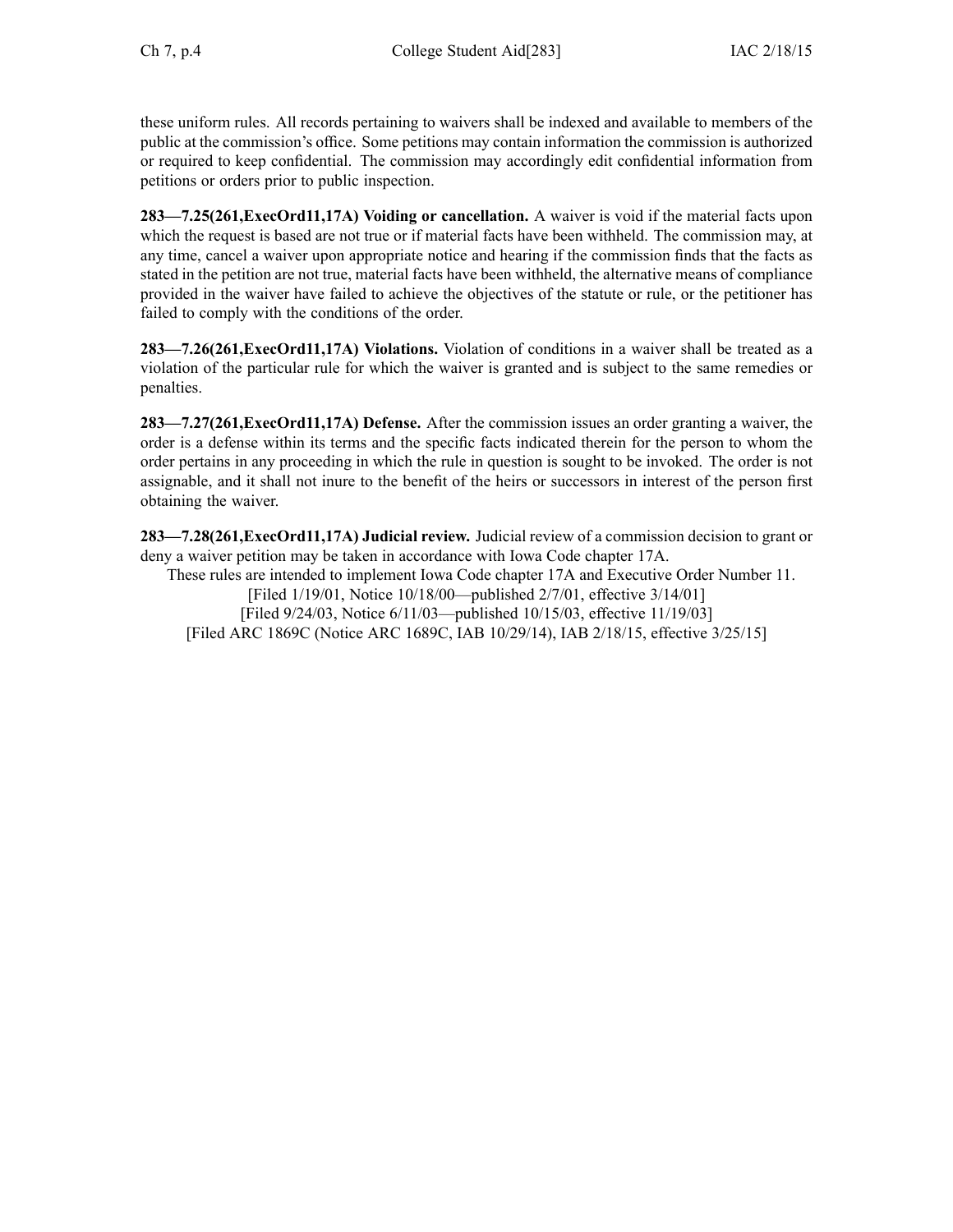these uniform rules. All records pertaining to waivers shall be indexed and available to members of the public at the commission's office. Some petitions may contain information the commission is authorized or required to keep confidential. The commission may accordingly edit confidential information from petitions or orders prior to public inspection.

**283—7.25(261,ExecOrd11,17A) Voiding or cancellation.** A waiver is void if the material facts upon which the request is based are not true or if material facts have been withheld. The commission may, at any time, cancel a waiver upon appropriate notice and hearing if the commission finds that the facts as stated in the petition are not true, material facts have been withheld, the alternative means of compliance provided in the waiver have failed to achieve the objectives of the statute or rule, or the petitioner has failed to comply with the conditions of the order.

**283—7.26(261,ExecOrd11,17A) Violations.** Violation of conditions in a waiver shall be treated as a violation of the particular rule for which the waiver is granted and is subject to the same remedies or penalties.

**283—7.27(261,ExecOrd11,17A) Defense.** After the commission issues an order granting a waiver, the order is a defense within its terms and the specific facts indicated therein for the person to whom the order pertains in any proceeding in which the rule in question is sought to be invoked. The order is not assignable, and it shall not inure to the benefit of the heirs or successors in interest of the person first obtaining the waiver.

**283—7.28(261,ExecOrd11,17A) Judicial review.** Judicial review of a commission decision to grant or deny a waiver petition may be taken in accordance with Iowa Code chapter 17A.

These rules are intended to implement Iowa Code chapter 17A and Executive Order Number 11.

[Filed 1/19/01, Notice 10/18/00—published 2/7/01, effective 3/14/01]

[Filed 9/24/03, Notice 6/11/03—published 10/15/03, effective 11/19/03]

[Filed ARC 1869C (Notice ARC 1689C, IAB 10/29/14), IAB 2/18/15, effective 3/25/15]